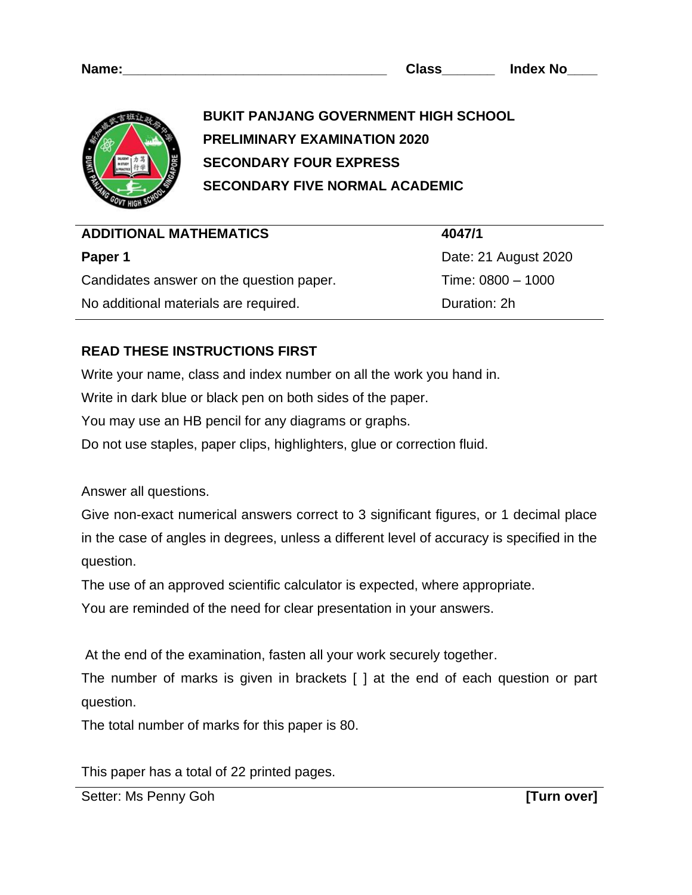**Name:**\_\_\_\_\_\_\_\_\_\_\_\_\_\_\_\_\_\_\_\_\_\_\_\_\_\_\_\_\_\_\_\_\_\_\_\_ **Class**\_\_\_\_\_\_\_ **Index No**\_\_\_\_

**BUKIT PANJANG GOVERNMENT HIGH SCHOOL**
**PRELIMINARY EXAMINATION 2020**
**SECONDARY FOUR EXPRESS**
**SECONDARY FIVE NORMAL ACADEMIC**

| **ADDITIONAL MATHEMATICS** | **4047/1** |
| --- | --- |
| **Paper 1** | Date: 21 August 2020 |
| Candidates answer on the question paper. | Time: 0800 – 1000 |
| No additional materials are required. | Duration: 2h |

**READ THESE INSTRUCTIONS FIRST**

Write your name, class and index number on all the work you hand in.
Write in dark blue or black pen on both sides of the paper.
You may use an HB pencil for any diagrams or graphs.
Do not use staples, paper clips, highlighters, glue or correction fluid.

Answer all questions.
Give non-exact numerical answers correct to 3 significant figures, or 1 decimal place in the case of angles in degrees, unless a different level of accuracy is specified in the question.
The use of an approved scientific calculator is expected, where appropriate.
You are reminded of the need for clear presentation in your answers.

At the end of the examination, fasten all your work securely together.
The number of marks is given in brackets [ ] at the end of each question or part question.
The total number of marks for this paper is 80.

This paper has a total of 22 printed pages.

Setter: Ms Penny Goh **[Turn over]**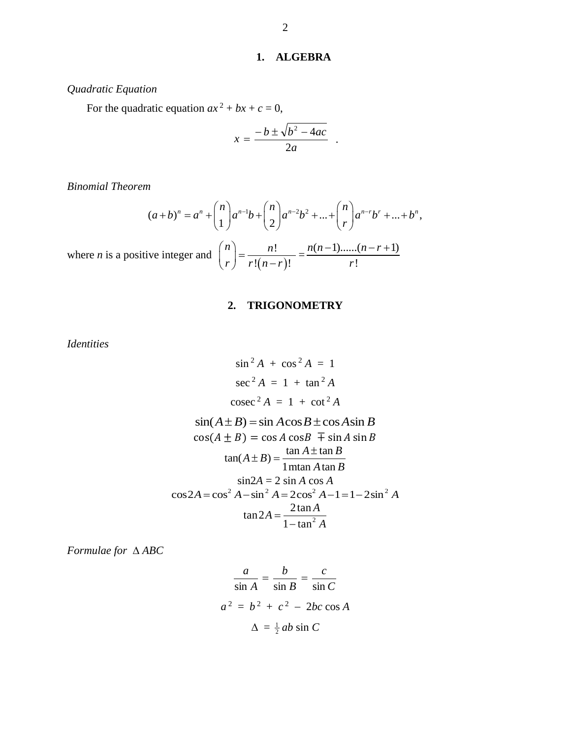## 1. ALGEBRA

*Quadratic Equation*

For the quadratic equation $ax^2 + bx + c = 0$,

$$x = \frac{-b \pm \sqrt{b^2 - 4ac}}{2a} \quad .$$

*Binomial Theorem*

$$(a+b)^n = a^n + \binom{n}{1} a^{n-1}b + \binom{n}{2} a^{n-2}b^2 + ... + \binom{n}{r} a^{n-r}b^r + ... + b^n,$$

where $n$ is a positive integer and $\binom{n}{r} = \frac{n!}{r!(n-r)!} = \frac{n(n-1)......(n-r+1)}{r!}$

## 2. TRIGONOMETRY

*Identities*

$$\sin^2 A + \cos^2 A = 1$$

$$\sec^2 A = 1 + \tan^2 A$$

$$\text{cosec}^2 A = 1 + \cot^2 A$$

$$\sin(A \pm B) = \sin A \cos B \pm \cos A \sin B$$

$$\cos(A \pm B) = \cos A \cos B \mp \sin A \sin B$$

$$\tan(A \pm B) = \frac{\tan A \pm \tan B}{1 \mp \tan A \tan B}$$

$$\sin 2A = 2 \sin A \cos A$$

$$\cos 2A = \cos^2 A - \sin^2 A = 2\cos^2 A - 1 = 1 - 2\sin^2 A$$

$$\tan 2A = \frac{2\tan A}{1 - \tan^2 A}$$

*Formulae for $\Delta ABC$*

$$\frac{a}{\sin A} = \frac{b}{\sin B} = \frac{c}{\sin C}$$

$$a^2 = b^2 + c^2 - 2bc \cos A$$

$$\Delta = \tfrac{1}{2} ab \sin C$$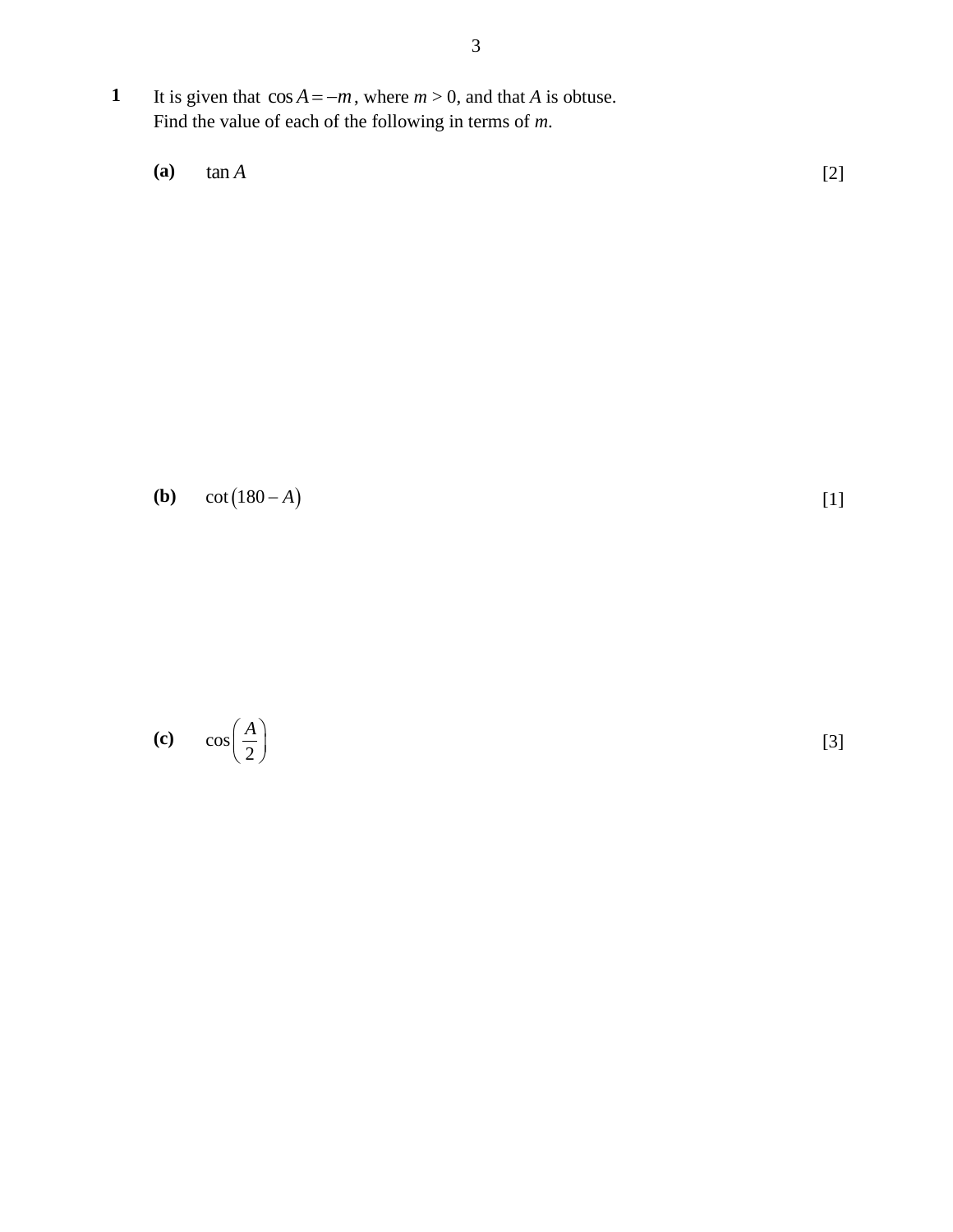**1** It is given that $\cos A = -m$, where $m > 0$, and that $A$ is obtuse.
Find the value of each of the following in terms of $m$.

**(a)** $\tan A$ [2]

**(b)** $\cot(180 - A)$ [1]

**(c)** $\cos\left(\dfrac{A}{2}\right)$ [3]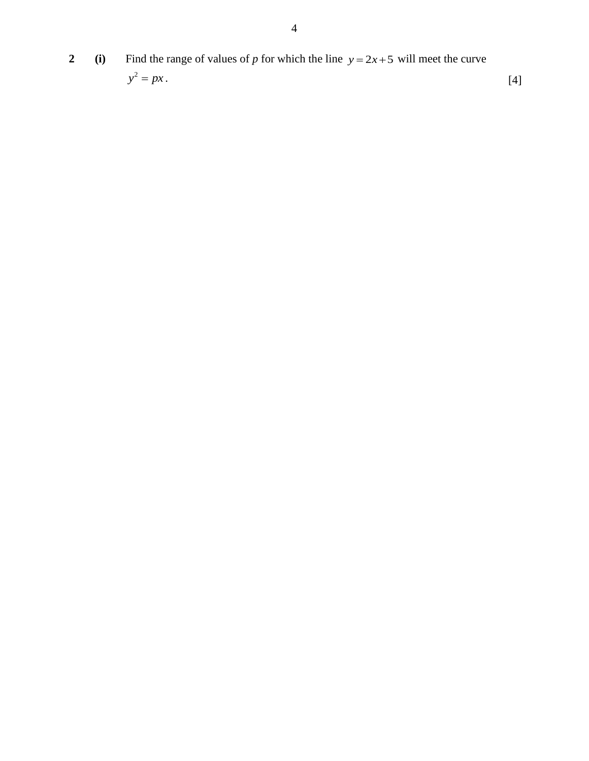**2** **(i)** Find the range of values of $p$ for which the line $y = 2x + 5$ will meet the curve $y^2 = px$. [4]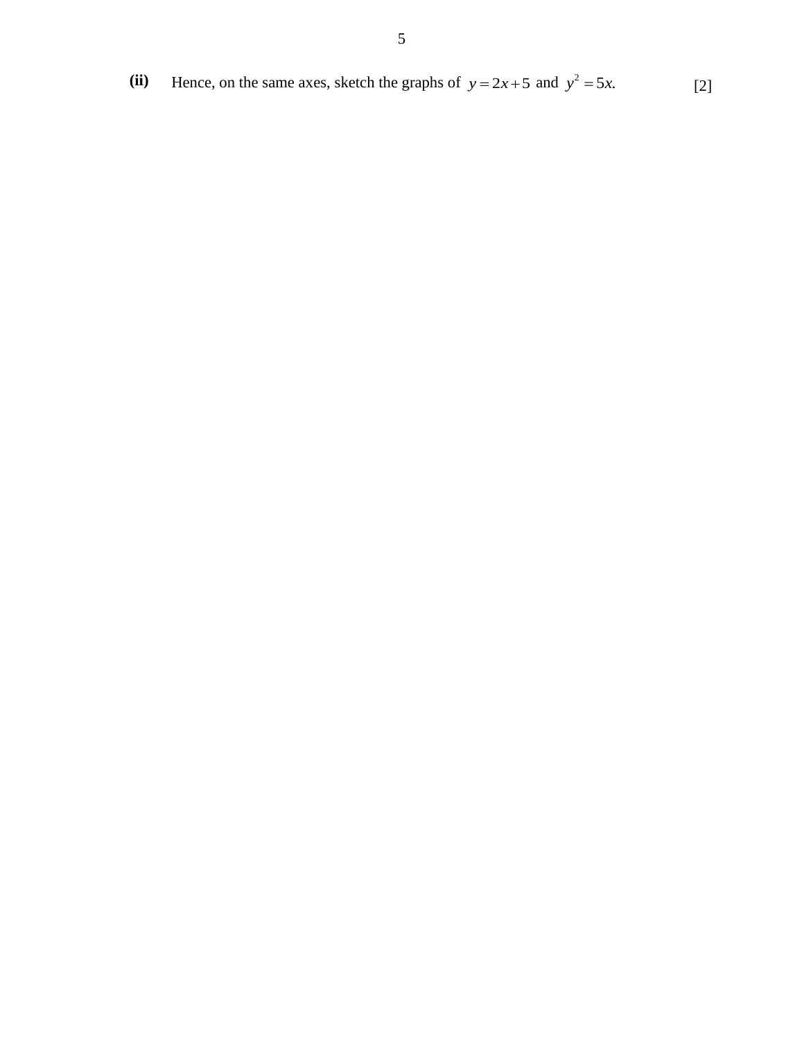**(ii)** Hence, on the same axes, sketch the graphs of $y = 2x + 5$ and $y^2 = 5x$. [2]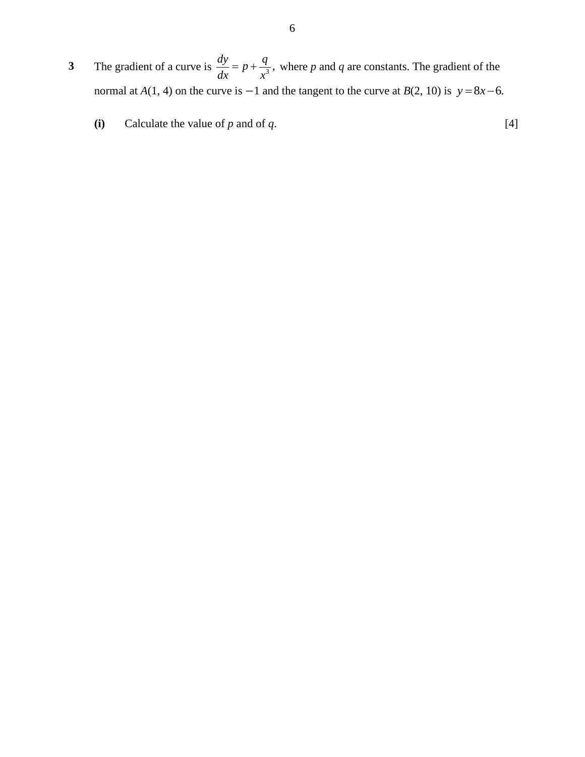**3** The gradient of a curve is $\frac{dy}{dx} = p + \frac{q}{x^3}$, where $p$ and $q$ are constants. The gradient of the normal at $A(1, 4)$ on the curve is $-1$ and the tangent to the curve at $B(2, 10)$ is $y = 8x - 6$.

**(i)** Calculate the value of $p$ and of $q$. [4]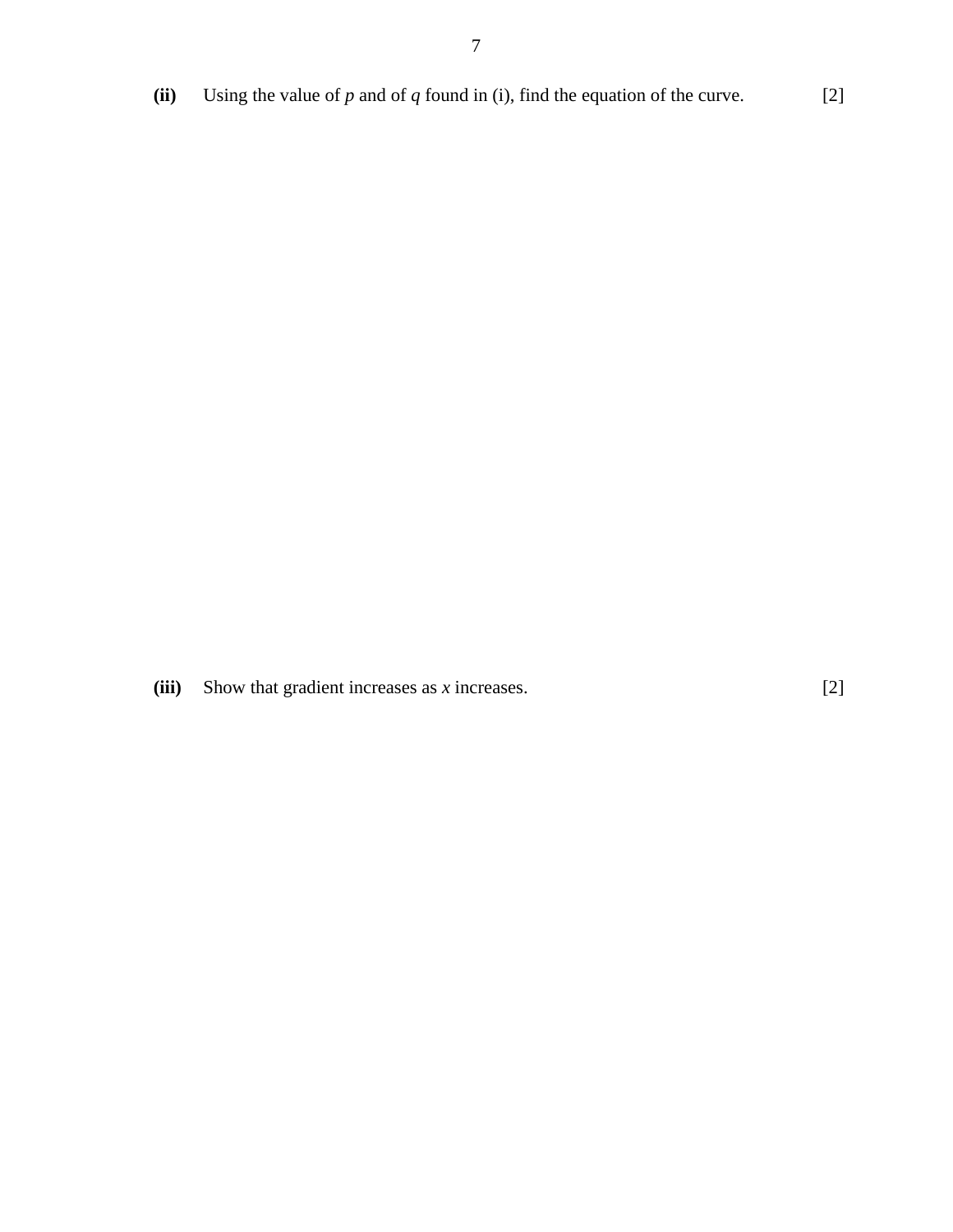**(ii)** Using the value of $p$ and of $q$ found in (i), find the equation of the curve. [2]

**(iii)** Show that gradient increases as $x$ increases. [2]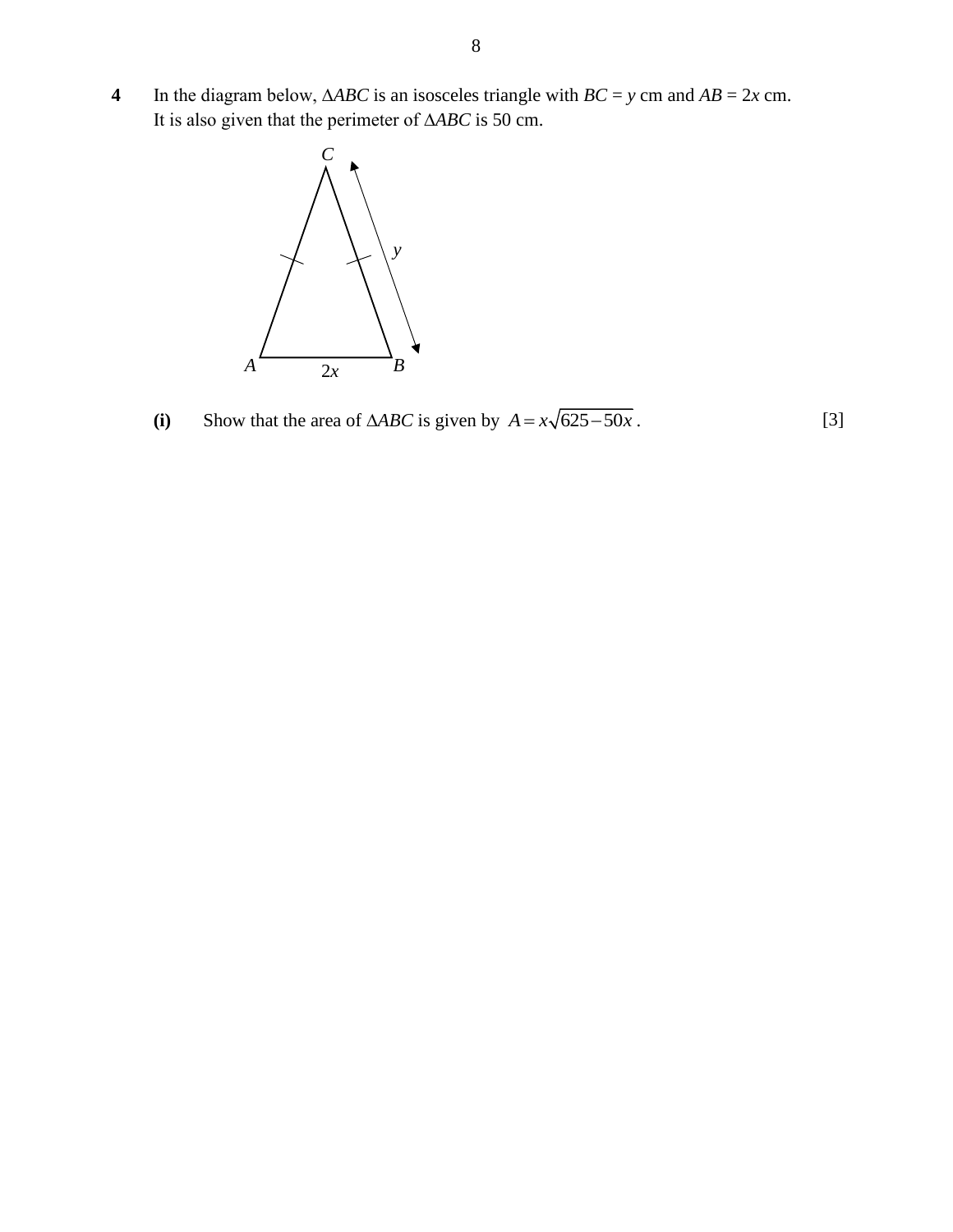**4** In the diagram below, $\Delta ABC$ is an isosceles triangle with $BC = y$ cm and $AB = 2x$ cm. It is also given that the perimeter of $\Delta ABC$ is 50 cm.

**(i)** Show that the area of $\Delta ABC$ is given by $A = x\sqrt{625 - 50x}$. [3]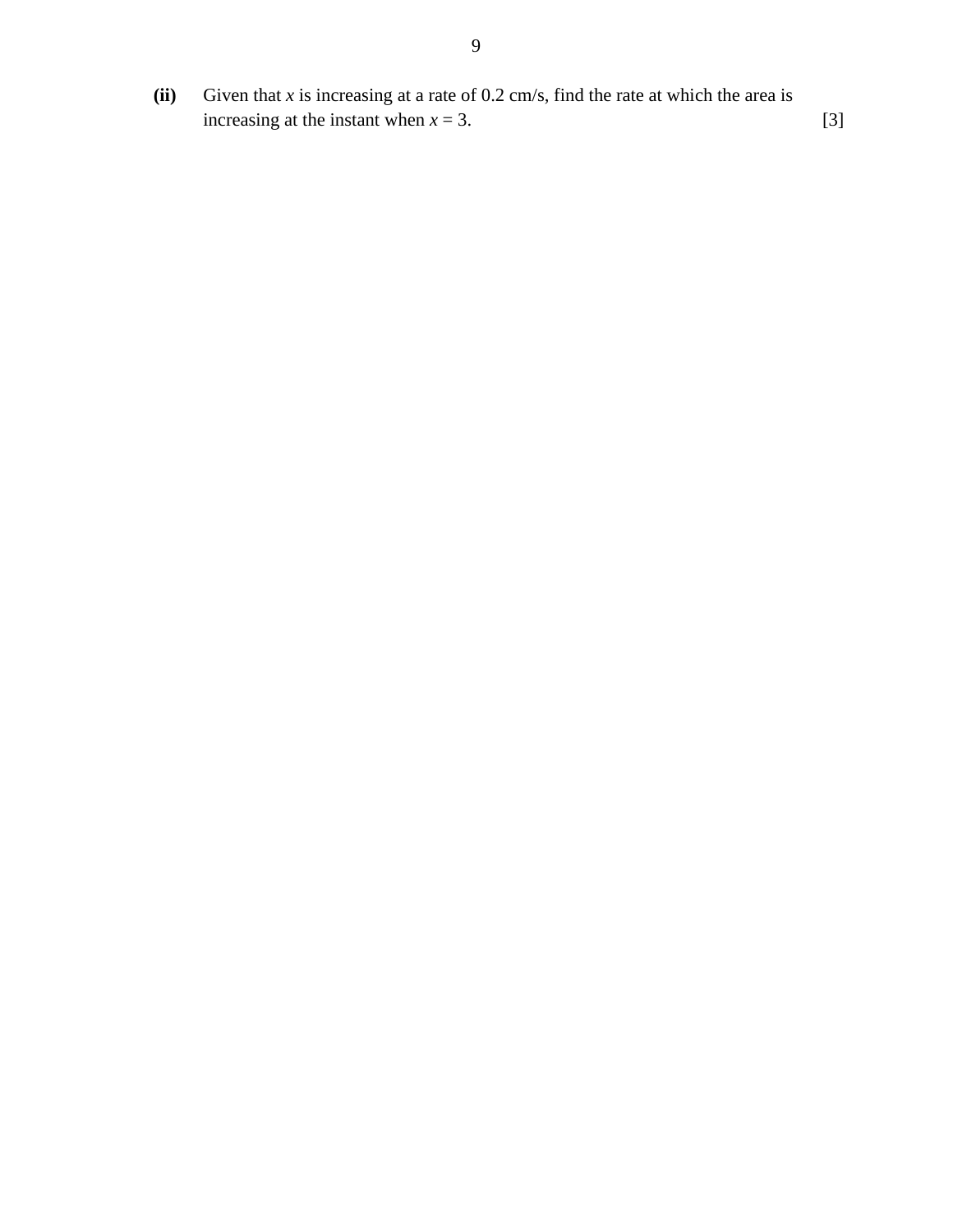**(ii)** Given that $x$ is increasing at a rate of 0.2 cm/s, find the rate at which the area is increasing at the instant when $x = 3$. [3]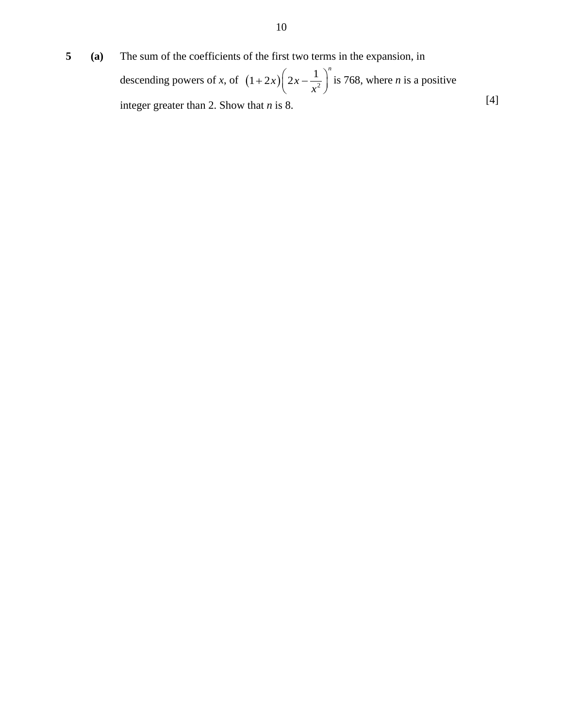**5** **(a)** The sum of the coefficients of the first two terms in the expansion, in descending powers of $x$, of $(1+2x)\left(2x-\dfrac{1}{x^2}\right)^n$ is 768, where $n$ is a positive integer greater than 2. Show that $n$ is 8. [4]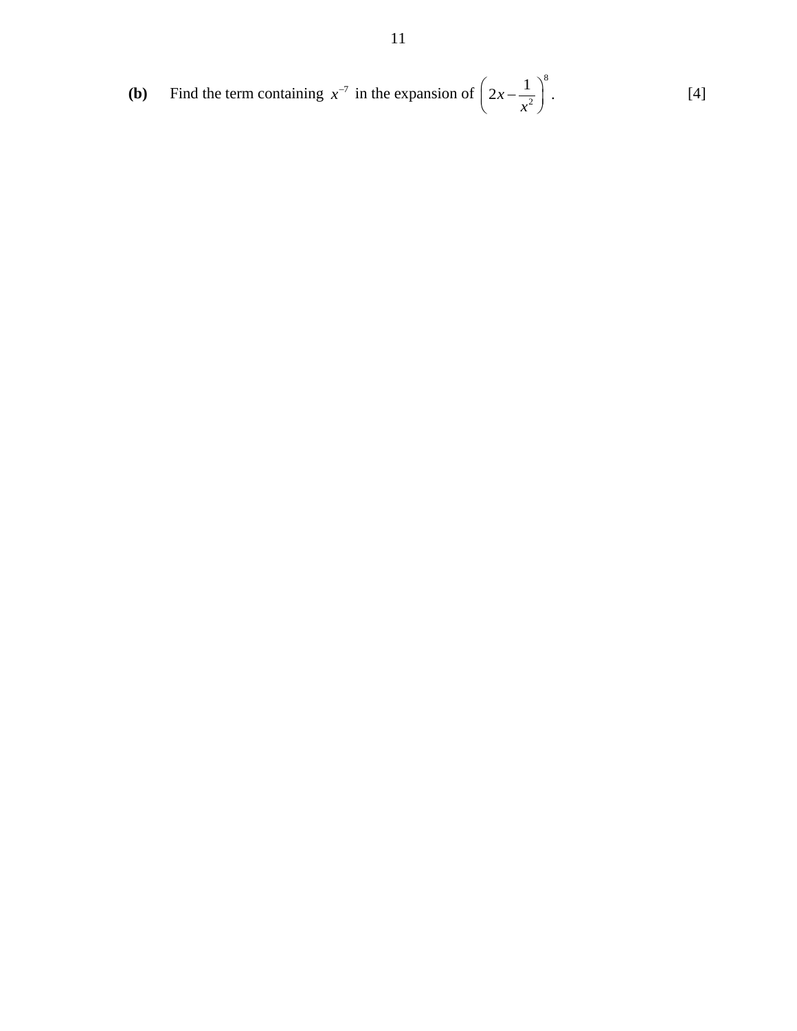**(b)** Find the term containing $x^{-7}$ in the expansion of $\left(2x - \frac{1}{x^2}\right)^8$. [4]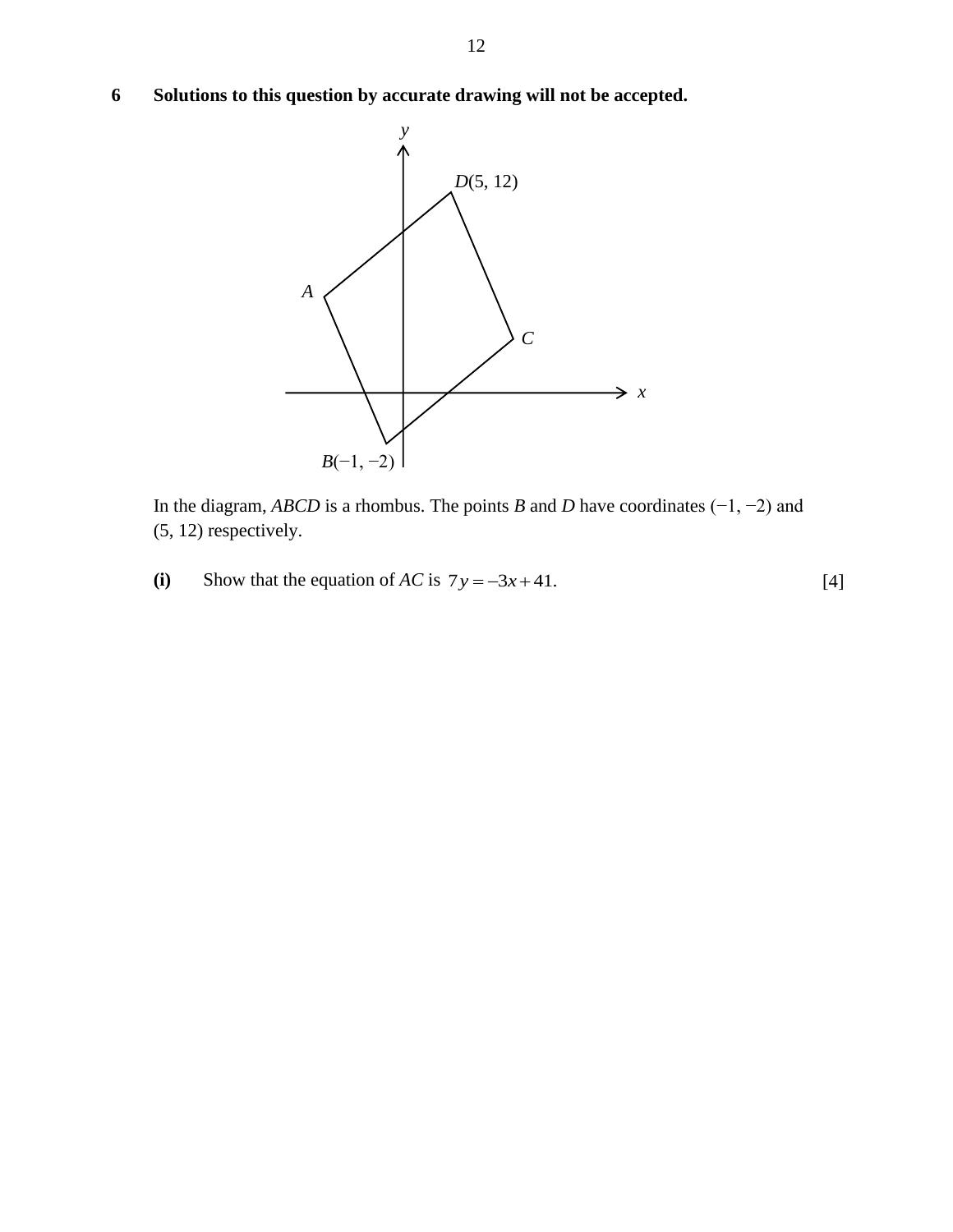**6 Solutions to this question by accurate drawing will not be accepted.**

In the diagram, $ABCD$ is a rhombus. The points $B$ and $D$ have coordinates $(-1, -2)$ and $(5, 12)$ respectively.

**(i)** Show that the equation of $AC$ is $7y = -3x + 41$. [4]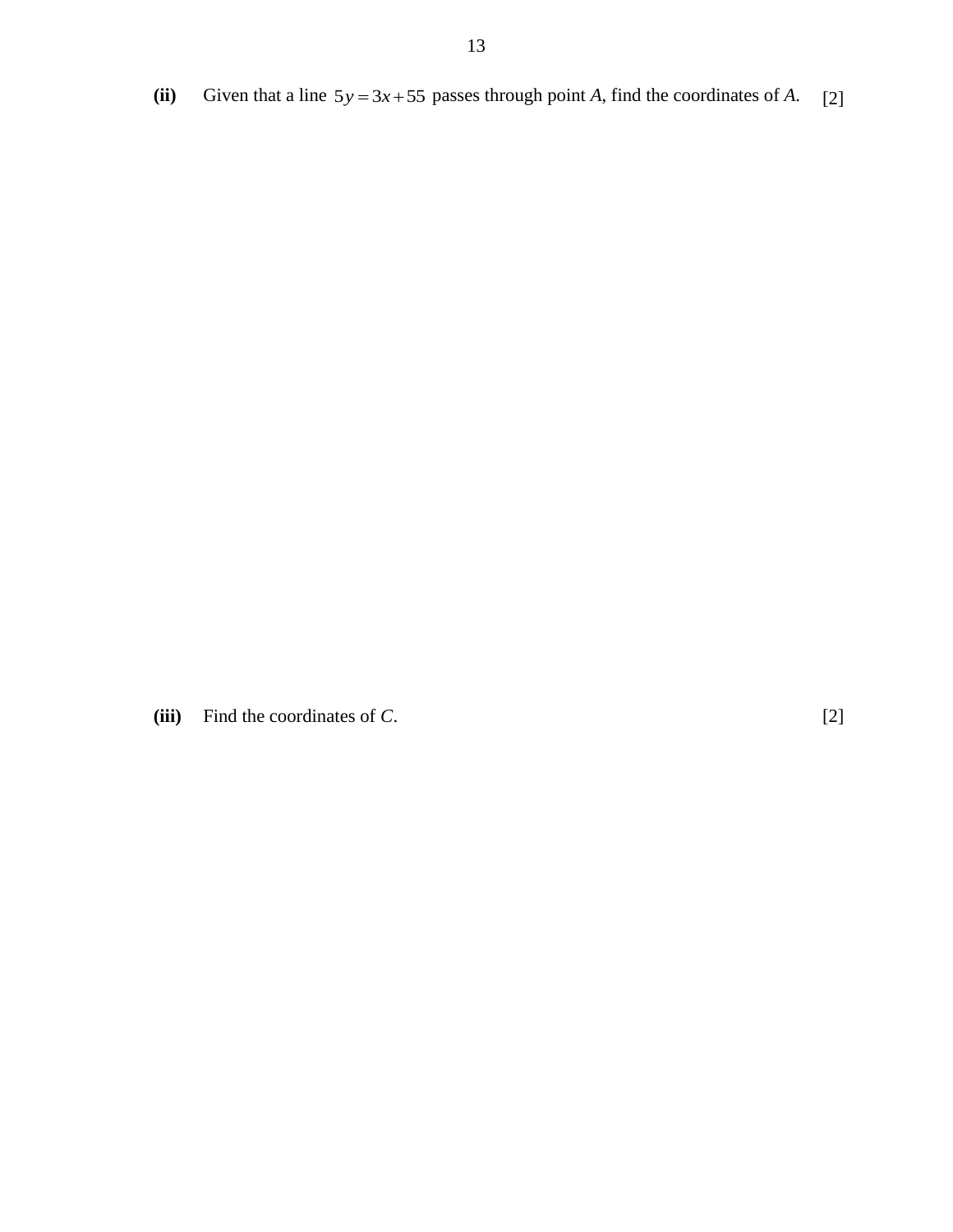**(ii)** Given that a line $5y = 3x + 55$ passes through point *A*, find the coordinates of *A*. [2]

**(iii)** Find the coordinates of *C*. [2]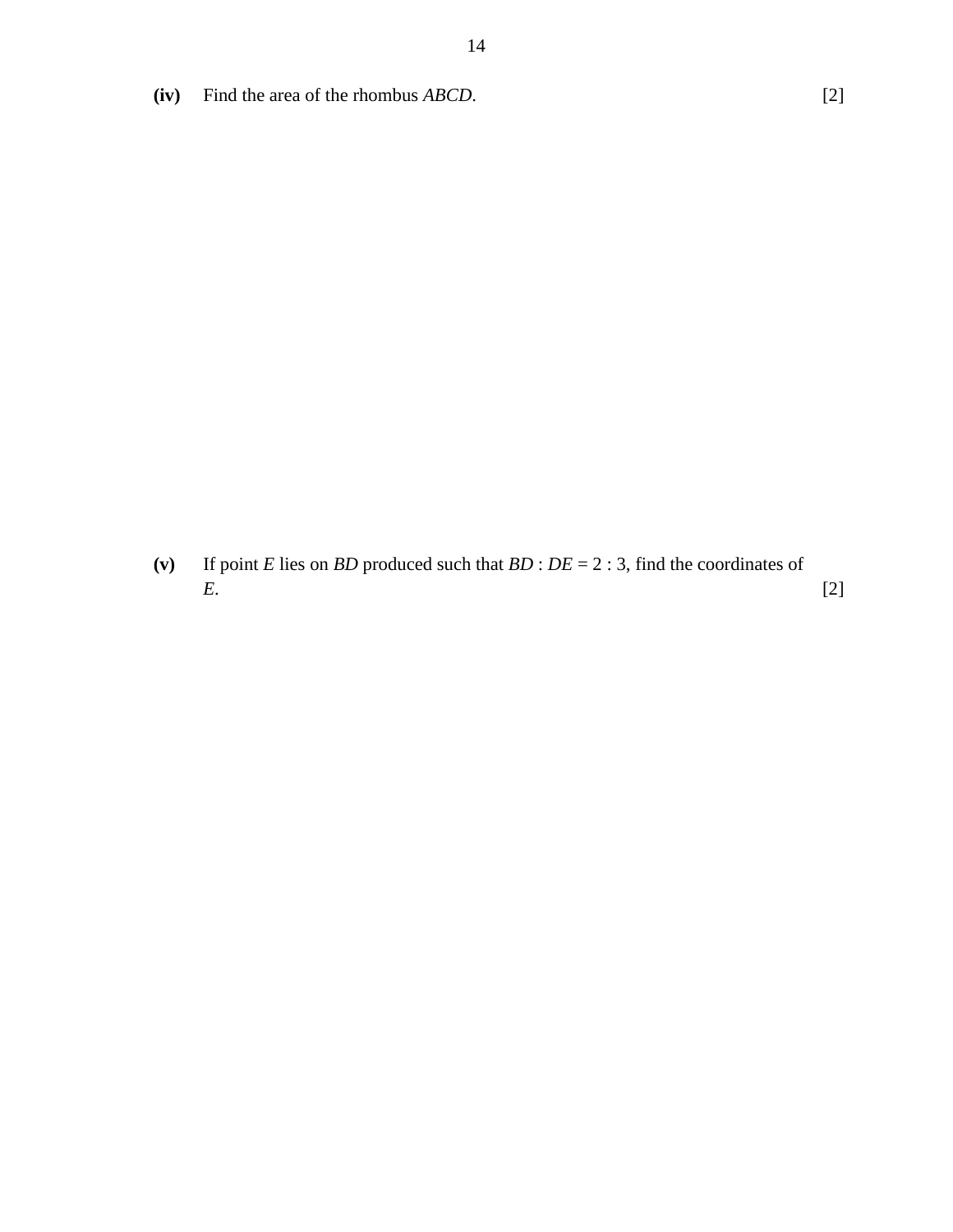**(iv)** Find the area of the rhombus *ABCD*. [2]

**(v)** If point *E* lies on *BD* produced such that *BD* : *DE* = 2 : 3, find the coordinates of *E*. [2]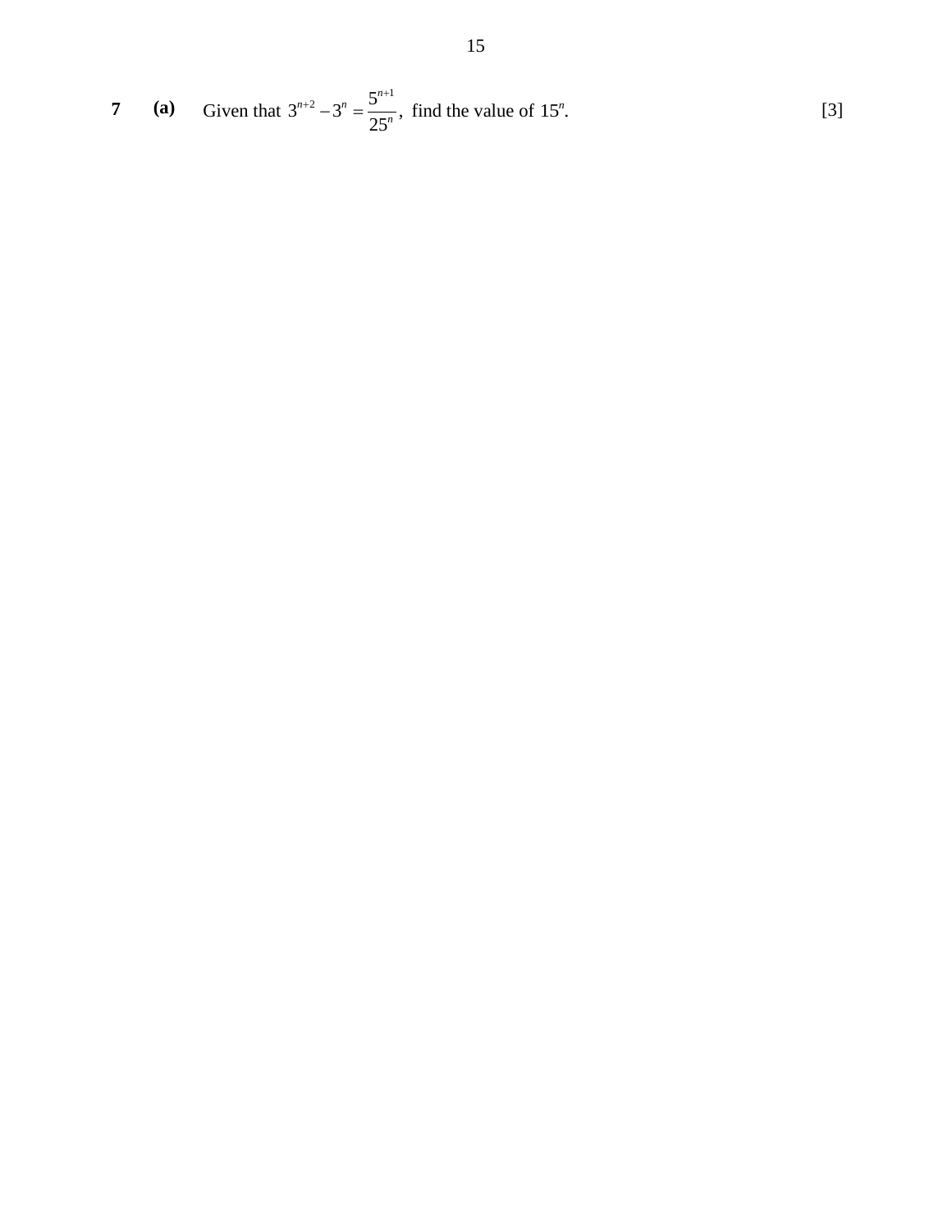**7** **(a)** Given that $3^{n+2} - 3^n = \dfrac{5^{n+1}}{25^n}$, find the value of $15^n$. [3]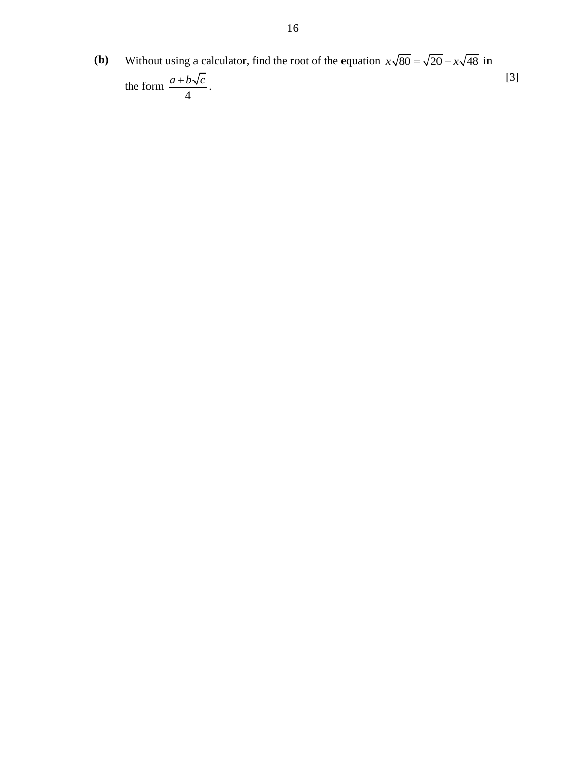**(b)** Without using a calculator, find the root of the equation $x\sqrt{80} = \sqrt{20} - x\sqrt{48}$ in the form $\dfrac{a + b\sqrt{c}}{4}$. [3]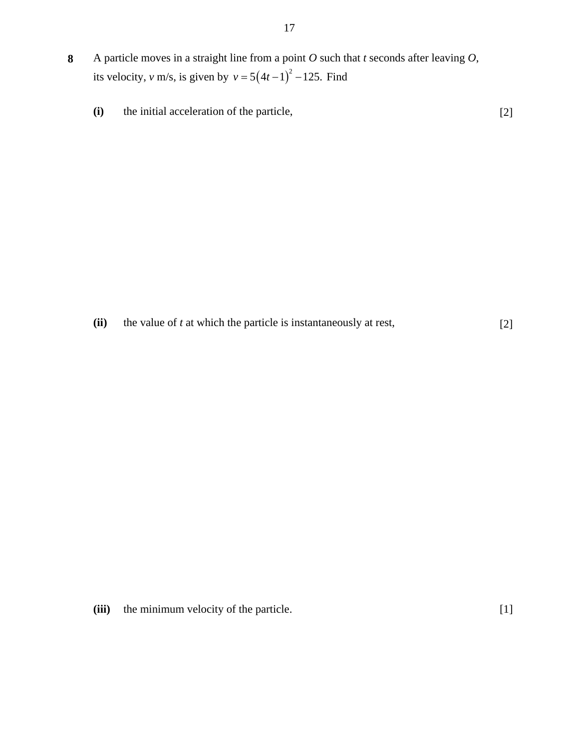**8** A particle moves in a straight line from a point *O* such that *t* seconds after leaving *O*, its velocity, *v* m/s, is given by $v = 5(4t - 1)^2 - 125.$ Find

**(i)** the initial acceleration of the particle, [2]

**(ii)** the value of *t* at which the particle is instantaneously at rest, [2]

**(iii)** the minimum velocity of the particle. [1]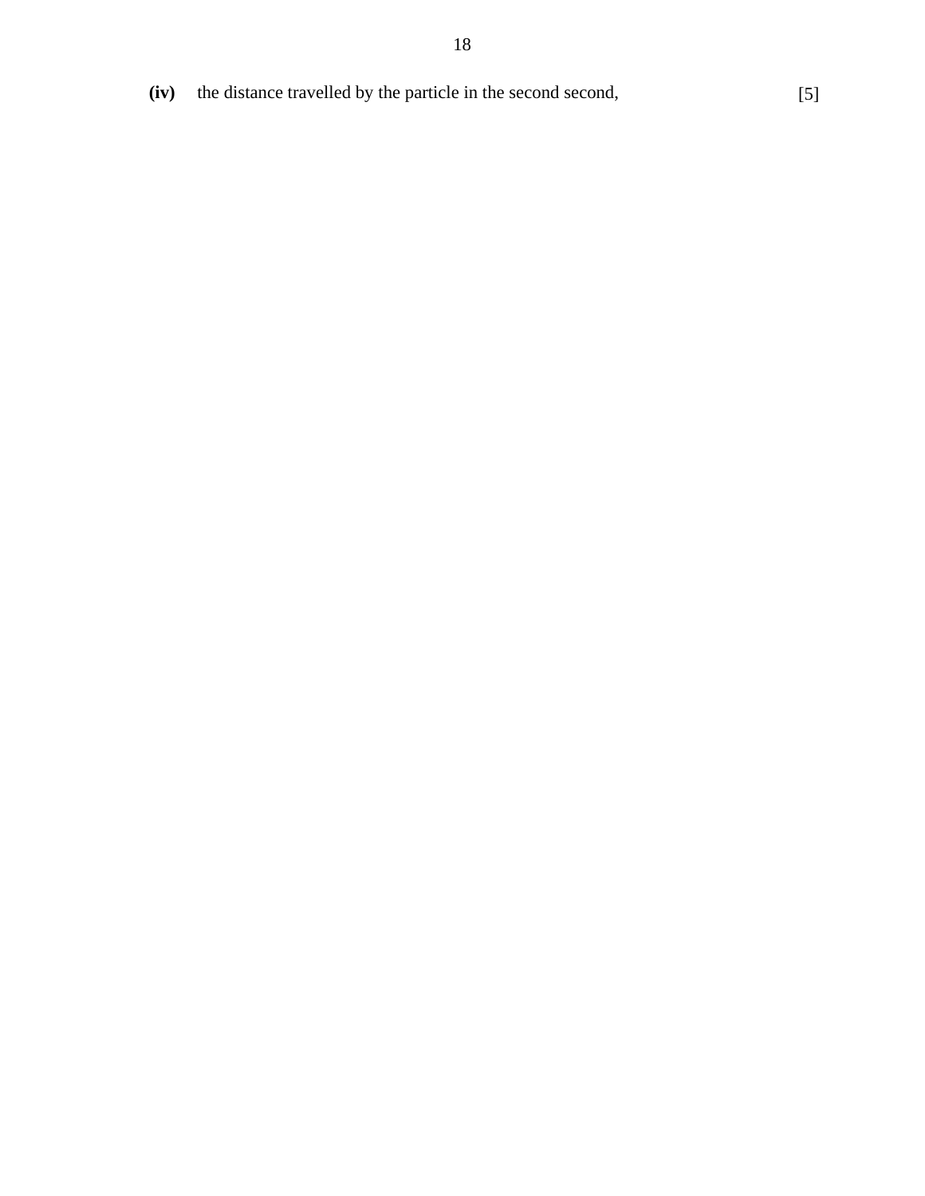**(iv)** the distance travelled by the particle in the second second, [5]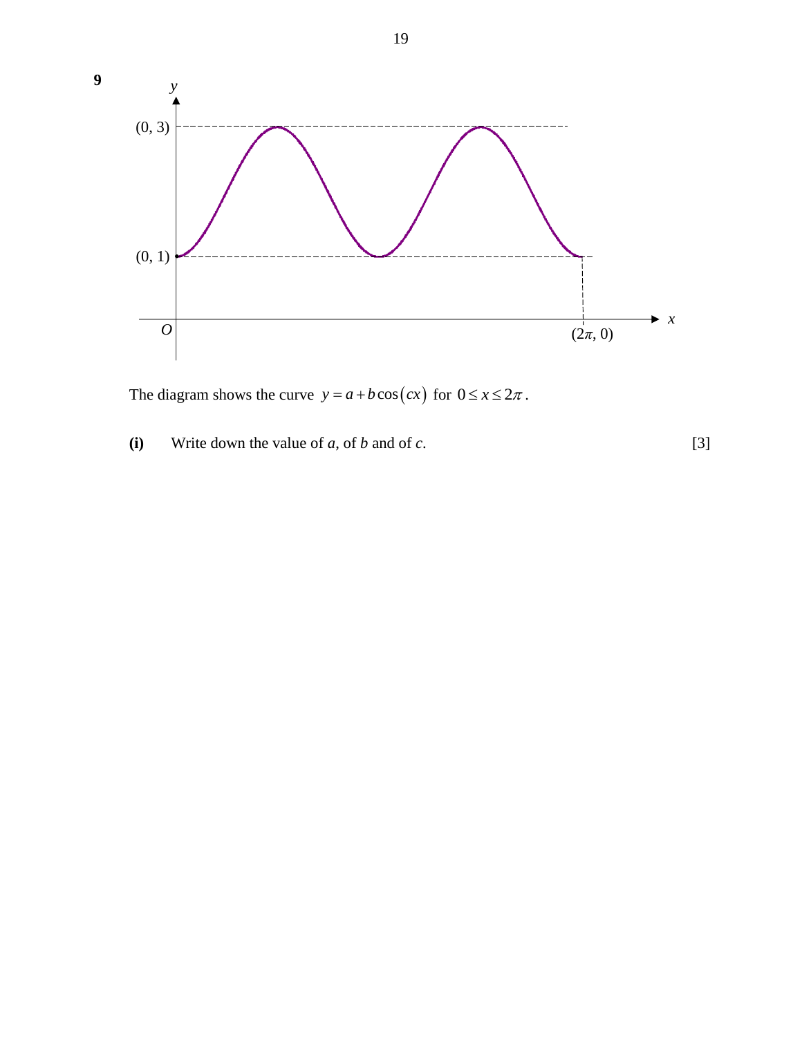**9**

The diagram shows the curve $y = a + b\cos(cx)$ for $0 \le x \le 2\pi$.

**(i)** Write down the value of $a$, of $b$ and of $c$. [3]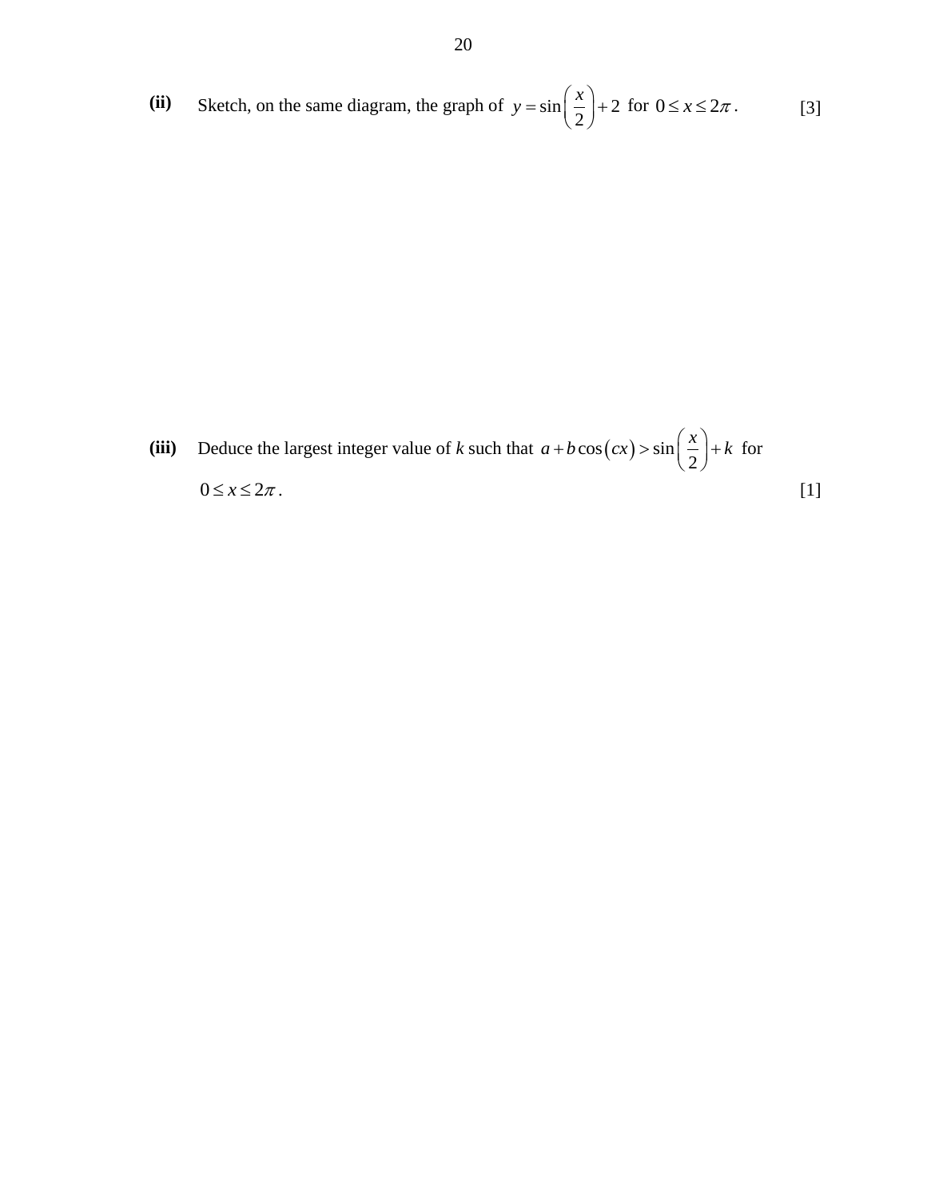**(ii)** Sketch, on the same diagram, the graph of $y = \sin\left(\frac{x}{2}\right) + 2$ for $0 \leq x \leq 2\pi$. [3]

**(iii)** Deduce the largest integer value of *k* such that $a + b\cos(cx) > \sin\left(\frac{x}{2}\right) + k$ for $0 \leq x \leq 2\pi$. [1]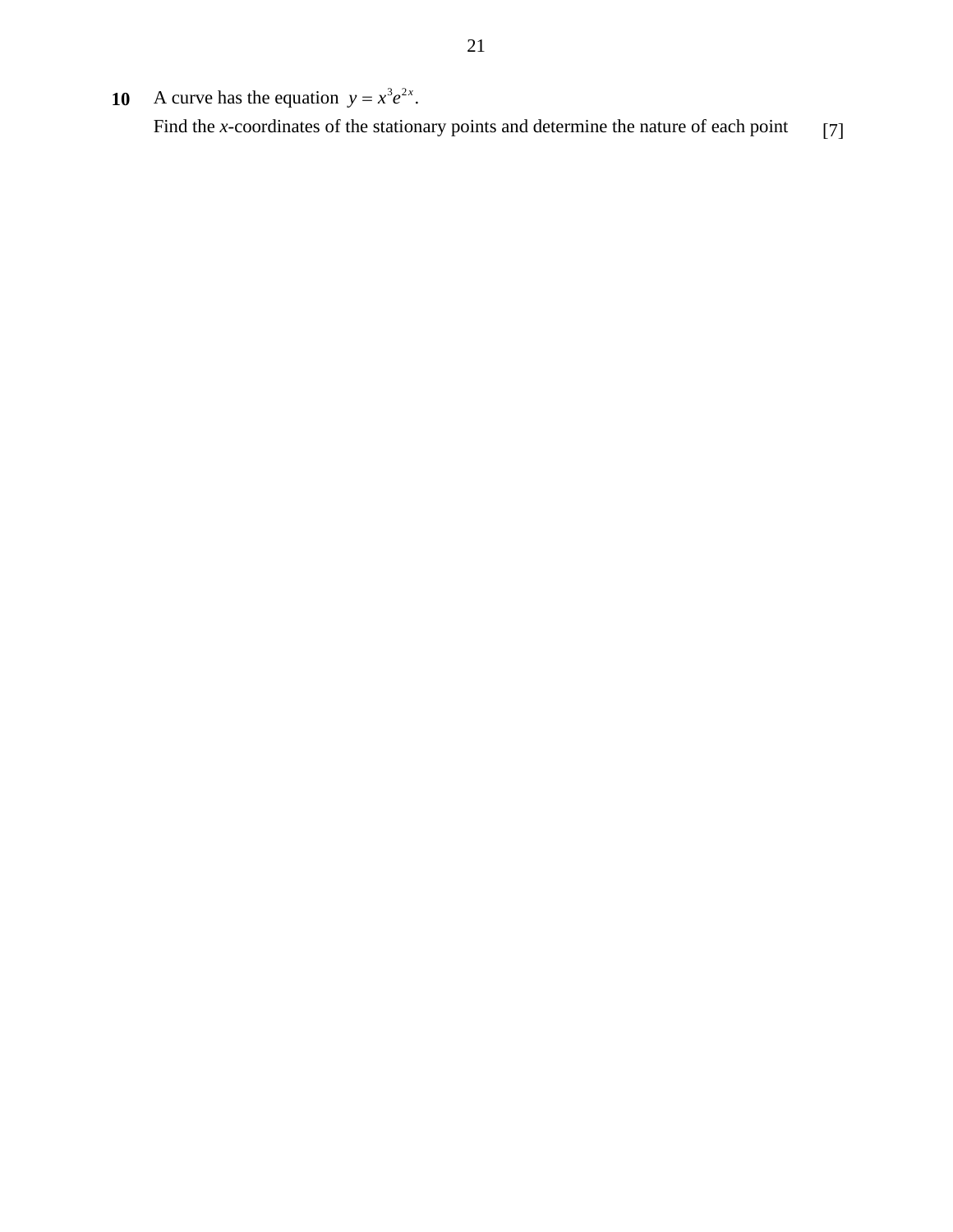**10** A curve has the equation $y = x^3 e^{2x}$.

Find the $x$-coordinates of the stationary points and determine the nature of each point [7]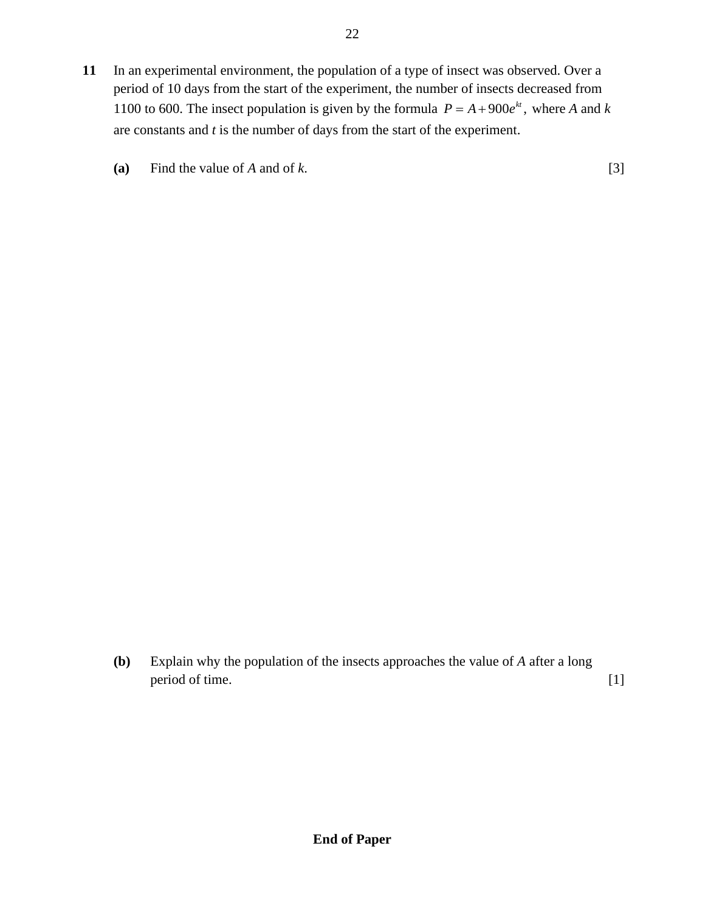**11** In an experimental environment, the population of a type of insect was observed. Over a period of 10 days from the start of the experiment, the number of insects decreased from 1100 to 600. The insect population is given by the formula $P = A + 900e^{kt}$, where $A$ and $k$ are constants and $t$ is the number of days from the start of the experiment.

**(a)** Find the value of $A$ and of $k$. [3]

**(b)** Explain why the population of the insects approaches the value of $A$ after a long period of time. [1]

**End of Paper**